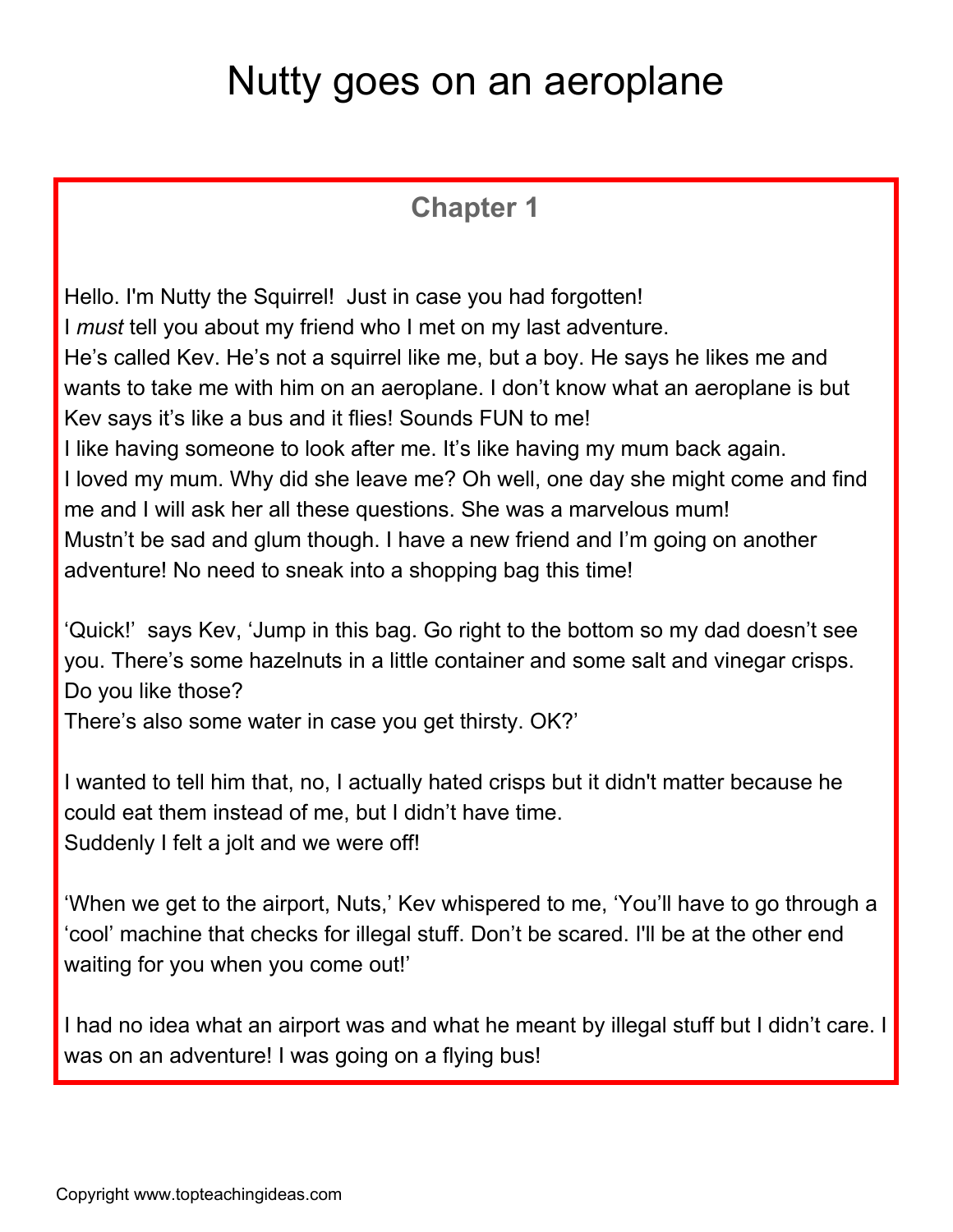# Nutty goes on an aeroplane

## Chapter 1

Hello. I'm Nutty the Squirrel! Just in case you had forgotten!
I *must* tell you about my friend who I met on my last adventure.
He's called Kev. He's not a squirrel like me, but a boy. He says he likes me and wants to take me with him on an aeroplane. I don't know what an aeroplane is but Kev says it's like a bus and it flies! Sounds FUN to me!
I like having someone to look after me. It's like having my mum back again.
I loved my mum. Why did she leave me? Oh well, one day she might come and find me and I will ask her all these questions. She was a marvelous mum!
Mustn't be sad and glum though. I have a new friend and I'm going on another adventure! No need to sneak into a shopping bag this time!

'Quick!' says Kev, 'Jump in this bag. Go right to the bottom so my dad doesn't see you. There's some hazelnuts in a little container and some salt and vinegar crisps. Do you like those?
There's also some water in case you get thirsty. OK?'

I wanted to tell him that, no, I actually hated crisps but it didn't matter because he could eat them instead of me, but I didn't have time.
Suddenly I felt a jolt and we were off!

'When we get to the airport, Nuts,' Kev whispered to me, 'You'll have to go through a 'cool' machine that checks for illegal stuff. Don't be scared. I'll be at the other end waiting for you when you come out!'

I had no idea what an airport was and what he meant by illegal stuff but I didn't care. I was on an adventure! I was going on a flying bus!

Copyright www.topteachingideas.com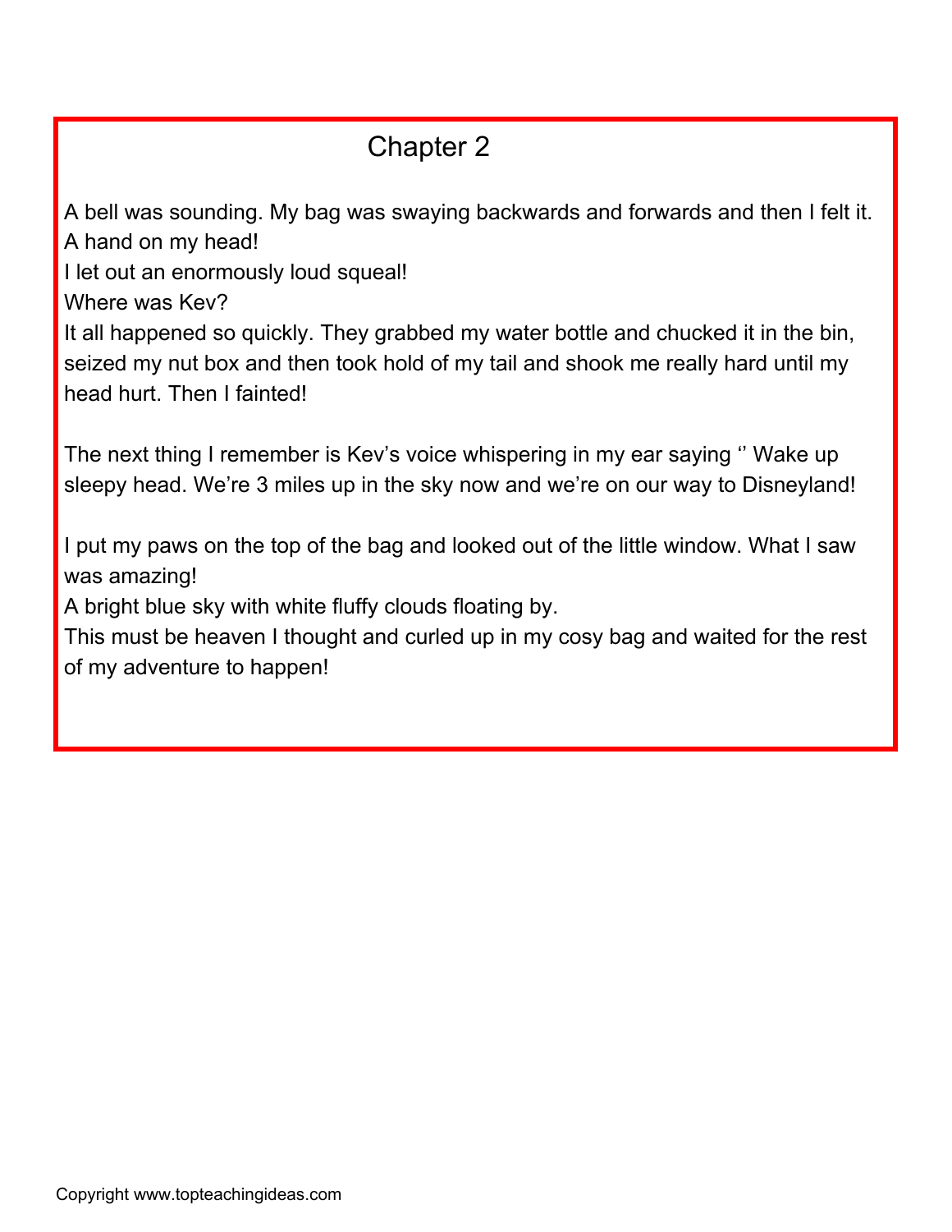## Chapter 2

A bell was sounding. My bag was swaying backwards and forwards and then I felt it.
A hand on my head!
I let out an enormously loud squeal!
Where was Kev?
It all happened so quickly. They grabbed my water bottle and chucked it in the bin, seized my nut box and then took hold of my tail and shook me really hard until my head hurt. Then I fainted!

The next thing I remember is Kev's voice whispering in my ear saying '' Wake up sleepy head. We're 3 miles up in the sky now and we're on our way to Disneyland!

I put my paws on the top of the bag and looked out of the little window. What I saw was amazing!
A bright blue sky with white fluffy clouds floating by.
This must be heaven I thought and curled up in my cosy bag and waited for the rest of my adventure to happen!

Copyright www.topteachingideas.com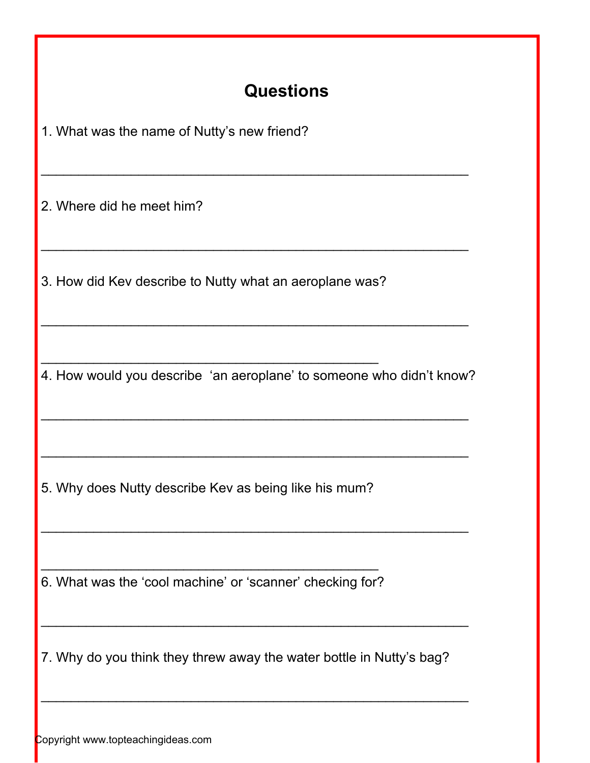## Questions

1. What was the name of Nutty's new friend?

_______________________________________________________

2. Where did he meet him?

_______________________________________________________

3. How did Kev describe to Nutty what an aeroplane was?

_______________________________________________________

___________________________________________

4. How would you describe 'an aeroplane' to someone who didn't know?

_______________________________________________________

_______________________________________________________

5. Why does Nutty describe Kev as being like his mum?

_______________________________________________________

___________________________________________

6. What was the 'cool machine' or 'scanner' checking for?

_______________________________________________________

7. Why do you think they threw away the water bottle in Nutty's bag?

_______________________________________________________

Copyright www.topteachingideas.com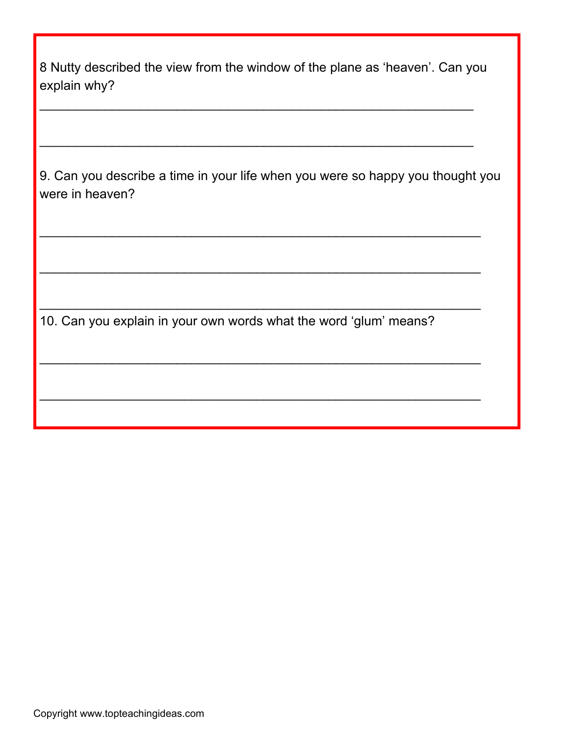8 Nutty described the view from the window of the plane as ‘heaven’. Can you explain why?

______________________________________________________________

______________________________________________________________

9. Can you describe a time in your life when you were so happy you thought you were in heaven?

______________________________________________________________

______________________________________________________________

______________________________________________________________

10. Can you explain in your own words what the word ‘glum’ means?

______________________________________________________________

______________________________________________________________

Copyright www.topteachingideas.com